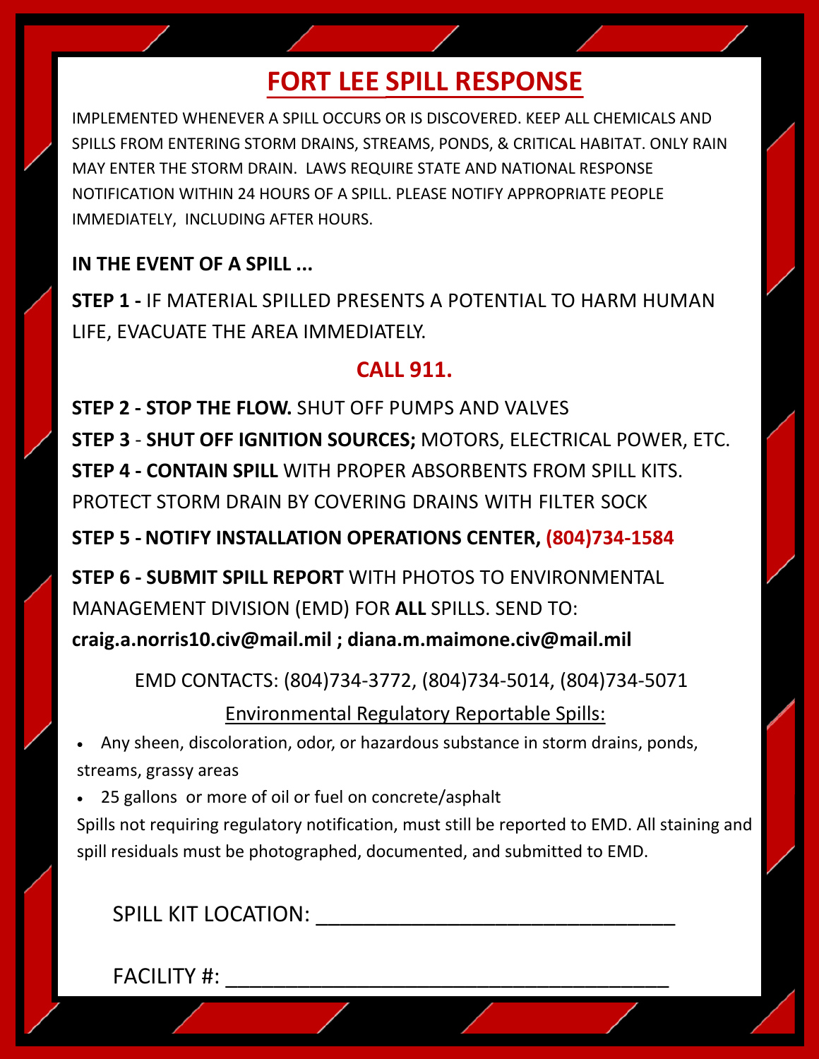# FORT LEE SPILL RESPONSE

IMPLEMENTED WHENEVER A SPILL OCCURS OR IS DISCOVERED. KEEP ALL CHEMICALS AND SPILLS FROM ENTERING STORM DRAINS, STREAMS, PONDS, & CRITICAL HABITAT. ONLY RAIN MAY ENTER THE STORM DRAIN. LAWS REQUIRE STATE AND NATIONAL RESPONSE NOTIFICATION WITHIN 24 HOURS OF A SPILL. PLEASE NOTIFY APPROPRIATE PEOPLE IMMEDIATELY, INCLUDING AFTER HOURS.

**IN THE EVENT OF A SPILL ...**

**STEP 1 -** IF MATERIAL SPILLED PRESENTS A POTENTIAL TO HARM HUMAN LIFE, EVACUATE THE AREA IMMEDIATELY.

**CALL 911.**

**STEP 2 - STOP THE FLOW.** SHUT OFF PUMPS AND VALVES

**STEP 3** - **SHUT OFF IGNITION SOURCES;** MOTORS, ELECTRICAL POWER, ETC.

**STEP 4 - CONTAIN SPILL** WITH PROPER ABSORBENTS FROM SPILL KITS. PROTECT STORM DRAIN BY COVERING DRAINS WITH FILTER SOCK

**STEP 5 - NOTIFY INSTALLATION OPERATIONS CENTER, (804)734-1584**

**STEP 6 - SUBMIT SPILL REPORT** WITH PHOTOS TO ENVIRONMENTAL MANAGEMENT DIVISION (EMD) FOR **ALL** SPILLS. SEND TO:
**craig.a.norris10.civ@mail.mil ; diana.m.maimone.civ@mail.mil**

EMD CONTACTS: (804)734-3772, (804)734-5014, (804)734-5071

Environmental Regulatory Reportable Spills:

- Any sheen, discoloration, odor, or hazardous substance in storm drains, ponds, streams, grassy areas
- 25 gallons or more of oil or fuel on concrete/asphalt

Spills not requiring regulatory notification, must still be reported to EMD. All staining and spill residuals must be photographed, documented, and submitted to EMD.

SPILL KIT LOCATION: ______________________________

FACILITY #: ____________________________________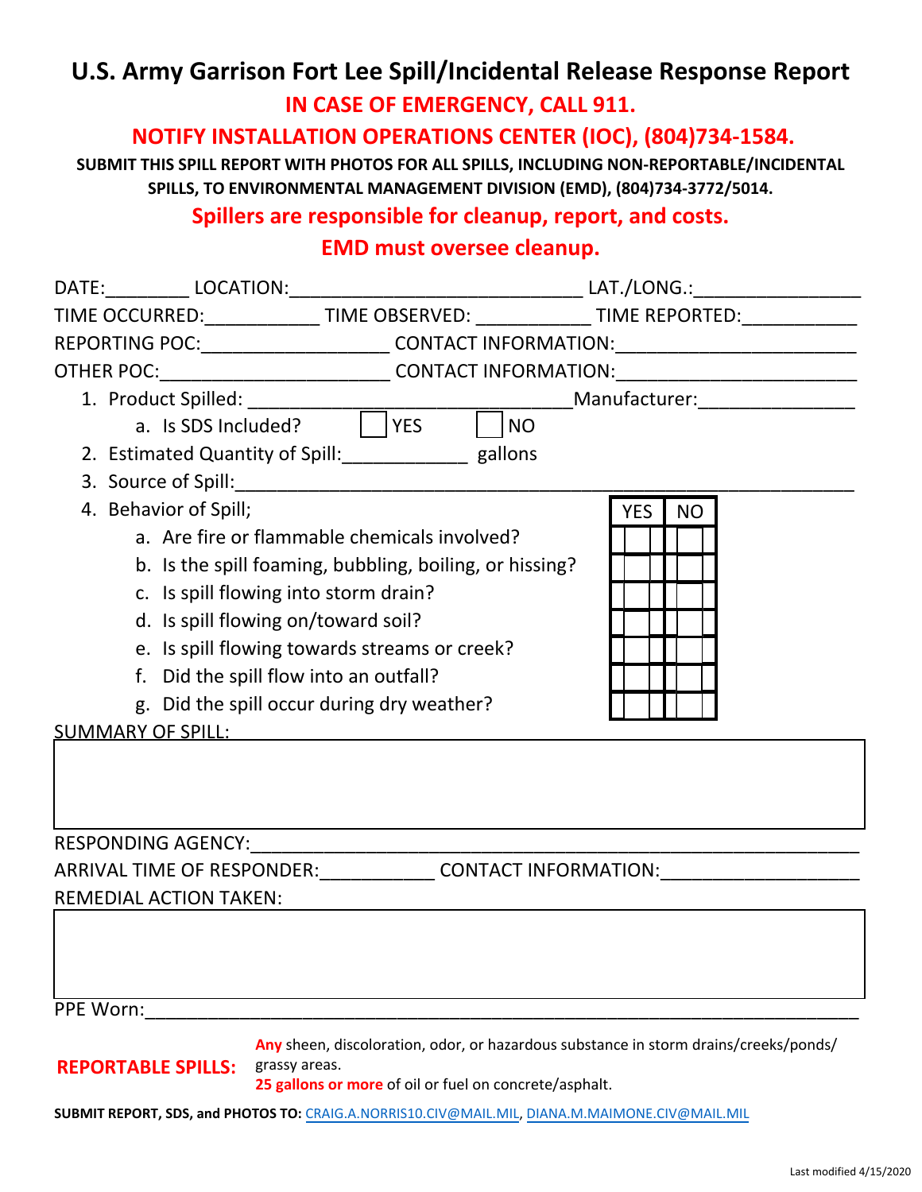# U.S. Army Garrison Fort Lee Spill/Incidental Release Response Report

**IN CASE OF EMERGENCY, CALL 911.**

**NOTIFY INSTALLATION OPERATIONS CENTER (IOC), (804)734-1584.**

**SUBMIT THIS SPILL REPORT WITH PHOTOS FOR ALL SPILLS, INCLUDING NON-REPORTABLE/INCIDENTAL SPILLS, TO ENVIRONMENTAL MANAGEMENT DIVISION (EMD), (804)734-3772/5014.**

**Spillers are responsible for cleanup, report, and costs.**

**EMD must oversee cleanup.**

DATE:________ LOCATION:____________________________ LAT./LONG.:________________

TIME OCCURRED:___________ TIME OBSERVED: ___________ TIME REPORTED:___________

REPORTING POC:__________________ CONTACT INFORMATION:_______________________

OTHER POC:_____________________ CONTACT INFORMATION:_______________________

1. Product Spilled: _______________________________Manufacturer:_______________
   a. Is SDS Included? ☐ YES ☐ NO
2. Estimated Quantity of Spill:____________ gallons
3. Source of Spill:____________________________________________________________
4. Behavior of Spill;

| | YES | NO |
|---|---|---|
| a. Are fire or flammable chemicals involved? | | |
| b. Is the spill foaming, bubbling, boiling, or hissing? | | |
| c. Is spill flowing into storm drain? | | |
| d. Is spill flowing on/toward soil? | | |
| e. Is spill flowing towards streams or creek? | | |
| f. Did the spill flow into an outfall? | | |
| g. Did the spill occur during dry weather? | | |

SUMMARY OF SPILL:

RESPONDING AGENCY:______________________________________________________________

ARRIVAL TIME OF RESPONDER:___________ CONTACT INFORMATION:___________________

REMEDIAL ACTION TAKEN:

PPE Worn:______________________________________________________________________

**REPORTABLE SPILLS:** **Any** sheen, discoloration, odor, or hazardous substance in storm drains/creeks/ponds/grassy areas.
**25 gallons or more** of oil or fuel on concrete/asphalt.

**SUBMIT REPORT, SDS, and PHOTOS TO:** CRAIG.A.NORRIS10.CIV@MAIL.MIL, DIANA.M.MAIMONE.CIV@MAIL.MIL

Last modified 4/15/2020